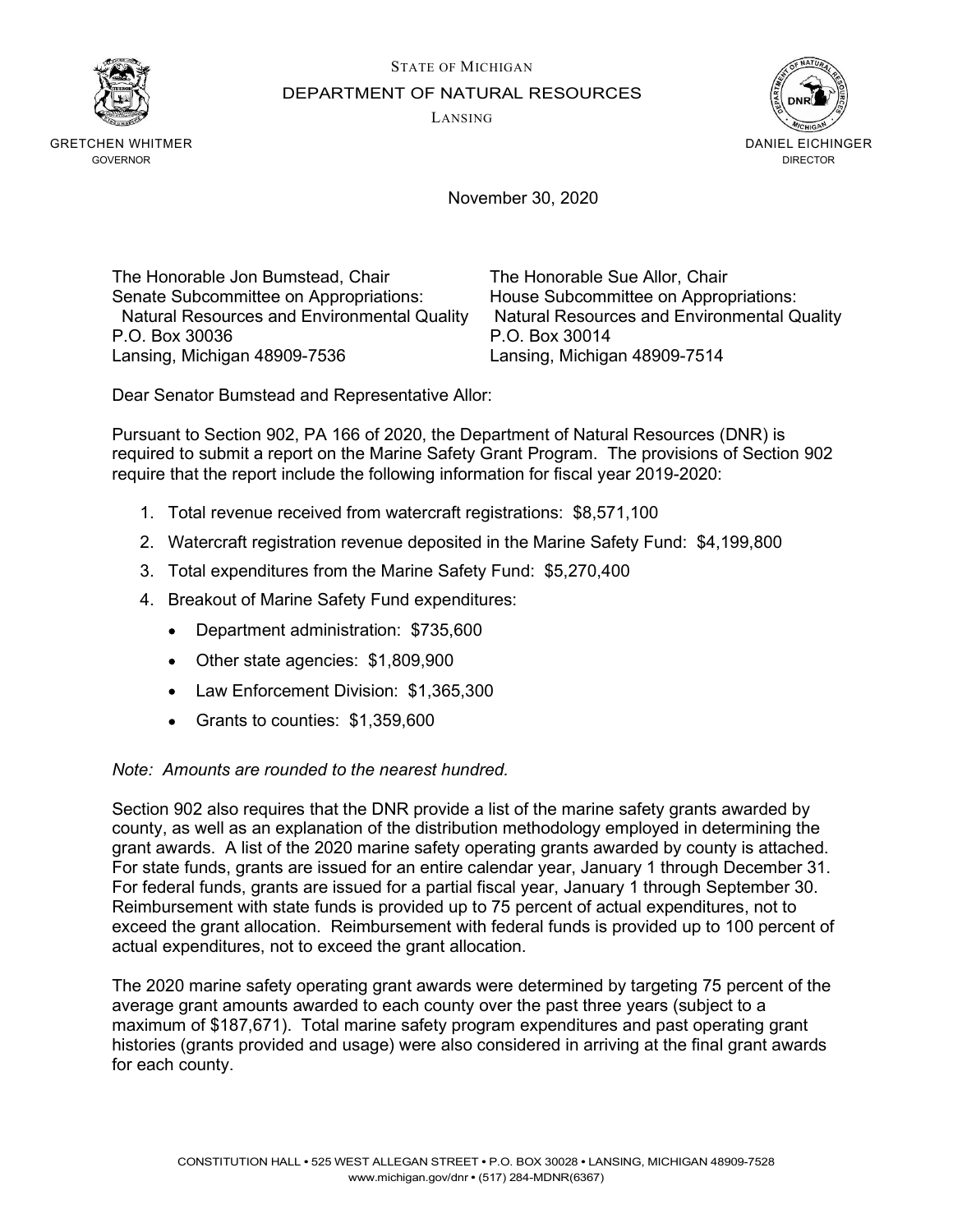STATE OF MICHIGAN

DEPARTMENT OF NATURAL RESOURCES

LANSING

GRETCHEN WHITMER
GOVERNOR

DANIEL EICHINGER
DIRECTOR

November 30, 2020

The Honorable Jon Bumstead, Chair
Senate Subcommittee on Appropriations:
Natural Resources and Environmental Quality
P.O. Box 30036
Lansing, Michigan 48909-7536

The Honorable Sue Allor, Chair
House Subcommittee on Appropriations:
Natural Resources and Environmental Quality
P.O. Box 30014
Lansing, Michigan 48909-7514

Dear Senator Bumstead and Representative Allor:

Pursuant to Section 902, PA 166 of 2020, the Department of Natural Resources (DNR) is required to submit a report on the Marine Safety Grant Program. The provisions of Section 902 require that the report include the following information for fiscal year 2019-2020:

1. Total revenue received from watercraft registrations: $8,571,100
2. Watercraft registration revenue deposited in the Marine Safety Fund: $4,199,800
3. Total expenditures from the Marine Safety Fund: $5,270,400
4. Breakout of Marine Safety Fund expenditures:
   - Department administration: $735,600
   - Other state agencies: $1,809,900
   - Law Enforcement Division: $1,365,300
   - Grants to counties: $1,359,600

*Note: Amounts are rounded to the nearest hundred.*

Section 902 also requires that the DNR provide a list of the marine safety grants awarded by county, as well as an explanation of the distribution methodology employed in determining the grant awards. A list of the 2020 marine safety operating grants awarded by county is attached. For state funds, grants are issued for an entire calendar year, January 1 through December 31. For federal funds, grants are issued for a partial fiscal year, January 1 through September 30. Reimbursement with state funds is provided up to 75 percent of actual expenditures, not to exceed the grant allocation. Reimbursement with federal funds is provided up to 100 percent of actual expenditures, not to exceed the grant allocation.

The 2020 marine safety operating grant awards were determined by targeting 75 percent of the average grant amounts awarded to each county over the past three years (subject to a maximum of $187,671). Total marine safety program expenditures and past operating grant histories (grants provided and usage) were also considered in arriving at the final grant awards for each county.

CONSTITUTION HALL • 525 WEST ALLEGAN STREET • P.O. BOX 30028 • LANSING, MICHIGAN 48909-7528
www.michigan.gov/dnr • (517) 284-MDNR(6367)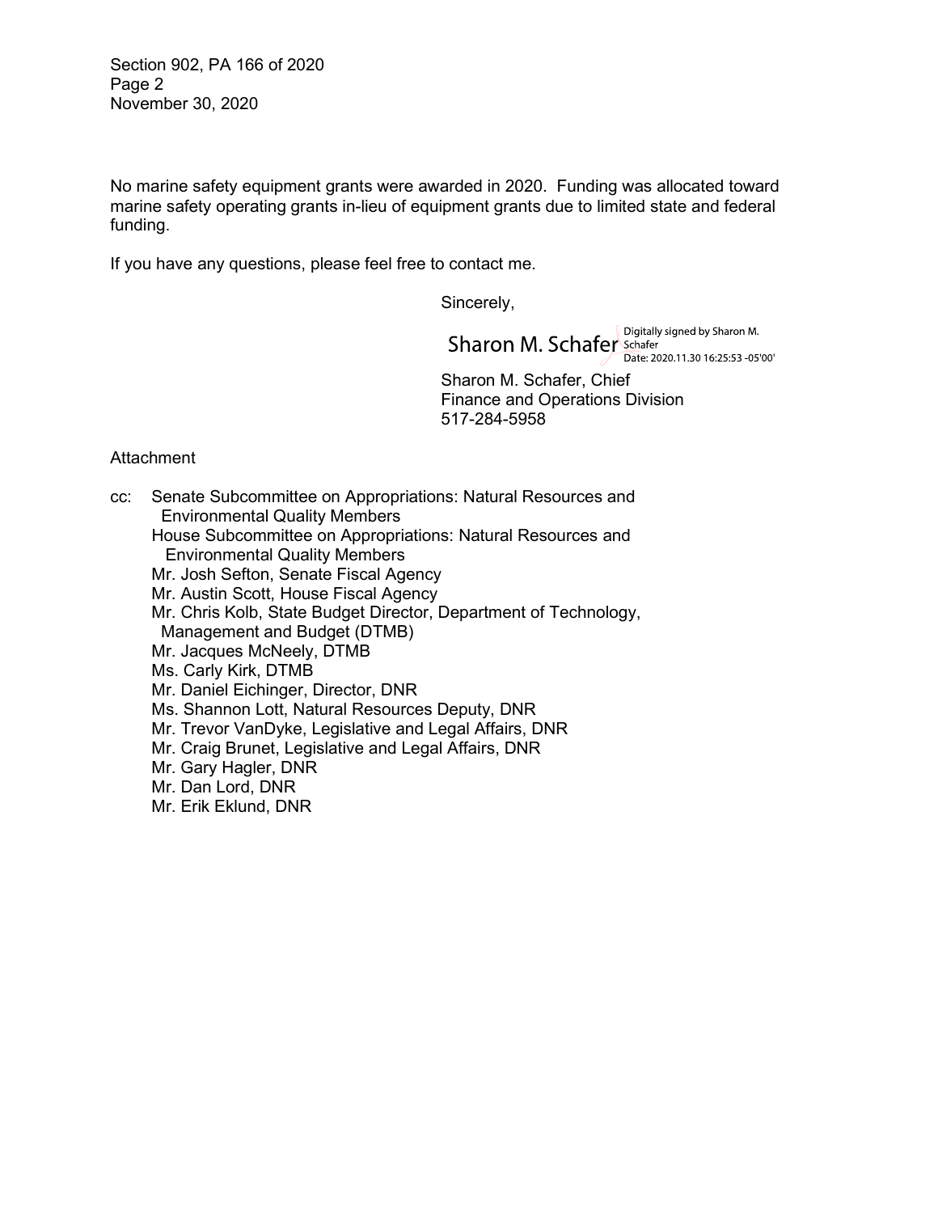No marine safety equipment grants were awarded in 2020. Funding was allocated toward marine safety operating grants in-lieu of equipment grants due to limited state and federal funding.

If you have any questions, please feel free to contact me.

Sincerely,

Sharon M. Schafer Digitally signed by Sharon M. Schafer Date: 2020.11.30 16:25:53 -05'00'

Sharon M. Schafer, Chief
Finance and Operations Division
517-284-5958

Attachment

cc: Senate Subcommittee on Appropriations: Natural Resources and Environmental Quality Members
House Subcommittee on Appropriations: Natural Resources and Environmental Quality Members
Mr. Josh Sefton, Senate Fiscal Agency
Mr. Austin Scott, House Fiscal Agency
Mr. Chris Kolb, State Budget Director, Department of Technology, Management and Budget (DTMB)
Mr. Jacques McNeely, DTMB
Ms. Carly Kirk, DTMB
Mr. Daniel Eichinger, Director, DNR
Ms. Shannon Lott, Natural Resources Deputy, DNR
Mr. Trevor VanDyke, Legislative and Legal Affairs, DNR
Mr. Craig Brunet, Legislative and Legal Affairs, DNR
Mr. Gary Hagler, DNR
Mr. Dan Lord, DNR
Mr. Erik Eklund, DNR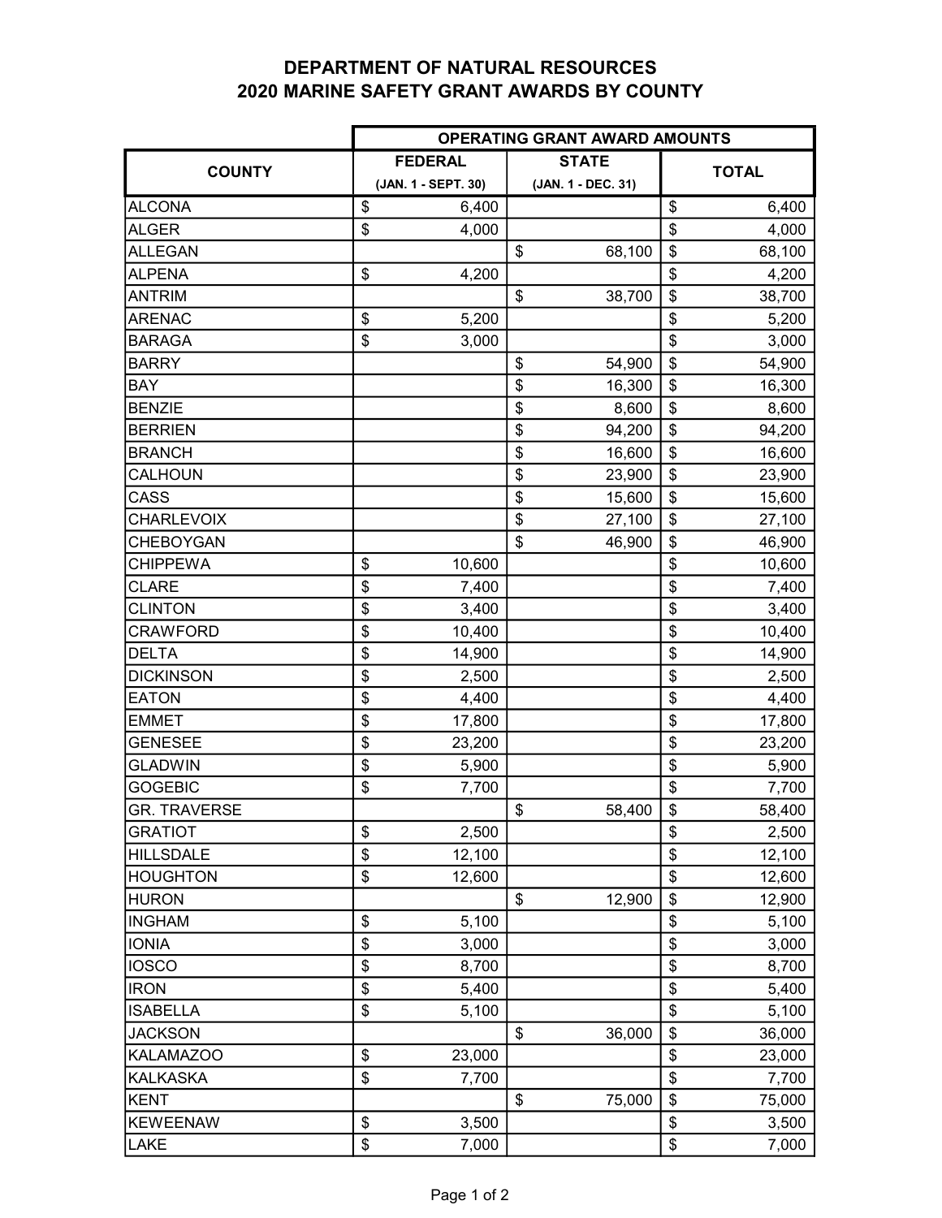# DEPARTMENT OF NATURAL RESOURCES
## 2020 MARINE SAFETY GRANT AWARDS BY COUNTY

| COUNTY | OPERATING GRANT AWARD AMOUNTS | | |
|---|---|---|---|
| | FEDERAL (JAN. 1 - SEPT. 30) | STATE (JAN. 1 - DEC. 31) | TOTAL |
| ALCONA | $ 6,400 | | $ 6,400 |
| ALGER | $ 4,000 | | $ 4,000 |
| ALLEGAN | | $ 68,100 | $ 68,100 |
| ALPENA | $ 4,200 | | $ 4,200 |
| ANTRIM | | $ 38,700 | $ 38,700 |
| ARENAC | $ 5,200 | | $ 5,200 |
| BARAGA | $ 3,000 | | $ 3,000 |
| BARRY | | $ 54,900 | $ 54,900 |
| BAY | | $ 16,300 | $ 16,300 |
| BENZIE | | $ 8,600 | $ 8,600 |
| BERRIEN | | $ 94,200 | $ 94,200 |
| BRANCH | | $ 16,600 | $ 16,600 |
| CALHOUN | | $ 23,900 | $ 23,900 |
| CASS | | $ 15,600 | $ 15,600 |
| CHARLEVOIX | | $ 27,100 | $ 27,100 |
| CHEBOYGAN | | $ 46,900 | $ 46,900 |
| CHIPPEWA | $ 10,600 | | $ 10,600 |
| CLARE | $ 7,400 | | $ 7,400 |
| CLINTON | $ 3,400 | | $ 3,400 |
| CRAWFORD | $ 10,400 | | $ 10,400 |
| DELTA | $ 14,900 | | $ 14,900 |
| DICKINSON | $ 2,500 | | $ 2,500 |
| EATON | $ 4,400 | | $ 4,400 |
| EMMET | $ 17,800 | | $ 17,800 |
| GENESEE | $ 23,200 | | $ 23,200 |
| GLADWIN | $ 5,900 | | $ 5,900 |
| GOGEBIC | $ 7,700 | | $ 7,700 |
| GR. TRAVERSE | | $ 58,400 | $ 58,400 |
| GRATIOT | $ 2,500 | | $ 2,500 |
| HILLSDALE | $ 12,100 | | $ 12,100 |
| HOUGHTON | $ 12,600 | | $ 12,600 |
| HURON | | $ 12,900 | $ 12,900 |
| INGHAM | $ 5,100 | | $ 5,100 |
| IONIA | $ 3,000 | | $ 3,000 |
| IOSCO | $ 8,700 | | $ 8,700 |
| IRON | $ 5,400 | | $ 5,400 |
| ISABELLA | $ 5,100 | | $ 5,100 |
| JACKSON | | $ 36,000 | $ 36,000 |
| KALAMAZOO | $ 23,000 | | $ 23,000 |
| KALKASKA | $ 7,700 | | $ 7,700 |
| KENT | | $ 75,000 | $ 75,000 |
| KEWEENAW | $ 3,500 | | $ 3,500 |
| LAKE | $ 7,000 | | $ 7,000 |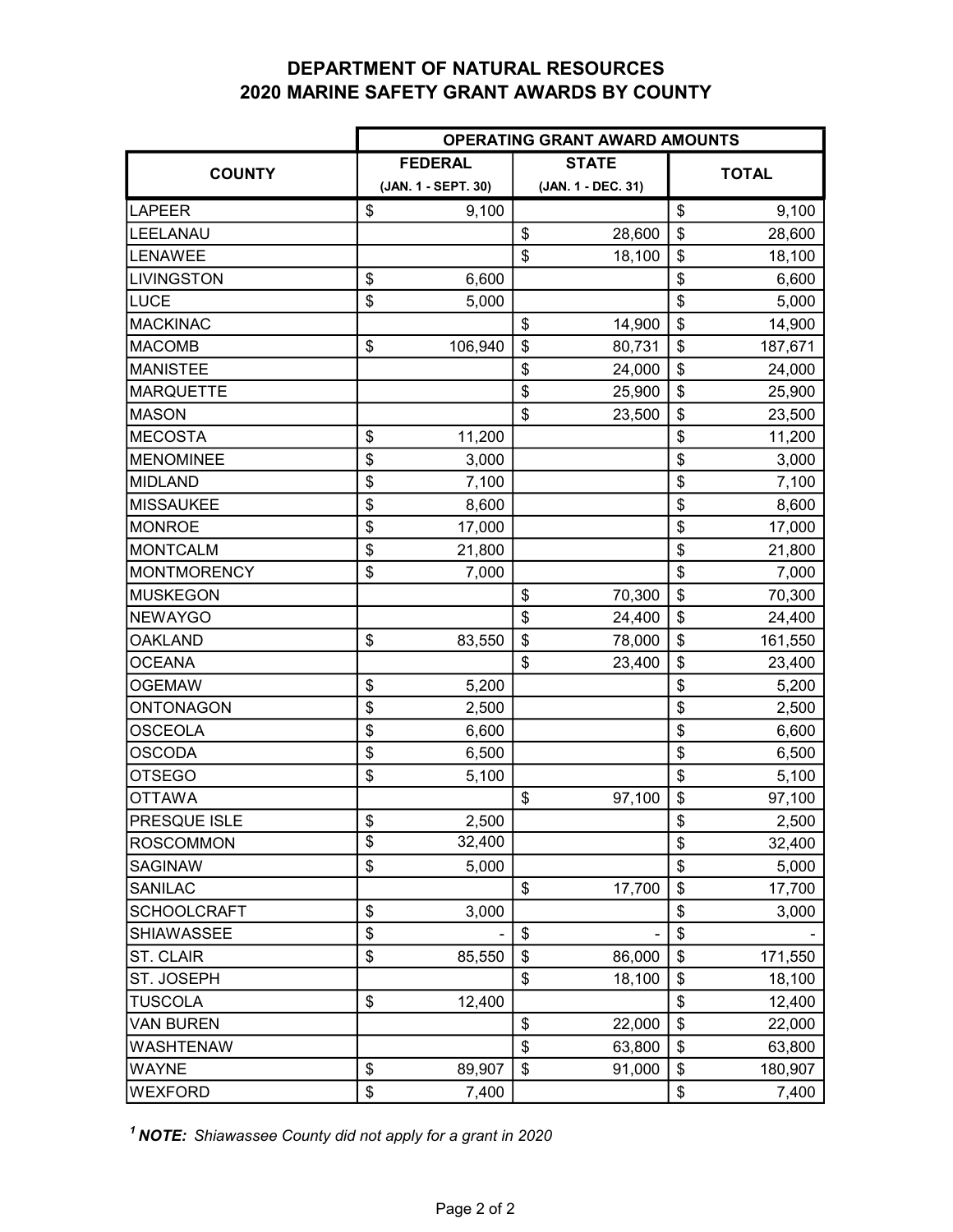# DEPARTMENT OF NATURAL RESOURCES
# 2020 MARINE SAFETY GRANT AWARDS BY COUNTY

| COUNTY | OPERATING GRANT AWARD AMOUNTS | | |
|---|---|---|---|
| | FEDERAL (JAN. 1 - SEPT. 30) | STATE (JAN. 1 - DEC. 31) | TOTAL |
| LAPEER | $ 9,100 | | $ 9,100 |
| LEELANAU | | $ 28,600 | $ 28,600 |
| LENAWEE | | $ 18,100 | $ 18,100 |
| LIVINGSTON | $ 6,600 | | $ 6,600 |
| LUCE | $ 5,000 | | $ 5,000 |
| MACKINAC | | $ 14,900 | $ 14,900 |
| MACOMB | $ 106,940 | $ 80,731 | $ 187,671 |
| MANISTEE | | $ 24,000 | $ 24,000 |
| MARQUETTE | | $ 25,900 | $ 25,900 |
| MASON | | $ 23,500 | $ 23,500 |
| MECOSTA | $ 11,200 | | $ 11,200 |
| MENOMINEE | $ 3,000 | | $ 3,000 |
| MIDLAND | $ 7,100 | | $ 7,100 |
| MISSAUKEE | $ 8,600 | | $ 8,600 |
| MONROE | $ 17,000 | | $ 17,000 |
| MONTCALM | $ 21,800 | | $ 21,800 |
| MONTMORENCY | $ 7,000 | | $ 7,000 |
| MUSKEGON | | $ 70,300 | $ 70,300 |
| NEWAYGO | | $ 24,400 | $ 24,400 |
| OAKLAND | $ 83,550 | $ 78,000 | $ 161,550 |
| OCEANA | | $ 23,400 | $ 23,400 |
| OGEMAW | $ 5,200 | | $ 5,200 |
| ONTONAGON | $ 2,500 | | $ 2,500 |
| OSCEOLA | $ 6,600 | | $ 6,600 |
| OSCODA | $ 6,500 | | $ 6,500 |
| OTSEGO | $ 5,100 | | $ 5,100 |
| OTTAWA | | $ 97,100 | $ 97,100 |
| PRESQUE ISLE | $ 2,500 | | $ 2,500 |
| ROSCOMMON | $ 32,400 | | $ 32,400 |
| SAGINAW | $ 5,000 | | $ 5,000 |
| SANILAC | | $ 17,700 | $ 17,700 |
| SCHOOLCRAFT | $ 3,000 | | $ 3,000 |
| SHIAWASSEE | $ - | $ - | $ - |
| ST. CLAIR | $ 85,550 | $ 86,000 | $ 171,550 |
| ST. JOSEPH | | $ 18,100 | $ 18,100 |
| TUSCOLA | $ 12,400 | | $ 12,400 |
| VAN BUREN | | $ 22,000 | $ 22,000 |
| WASHTENAW | | $ 63,800 | $ 63,800 |
| WAYNE | $ 89,907 | $ 91,000 | $ 180,907 |
| WEXFORD | $ 7,400 | | $ 7,400 |

[1] ***NOTE:*** *Shiawassee County did not apply for a grant in 2020*